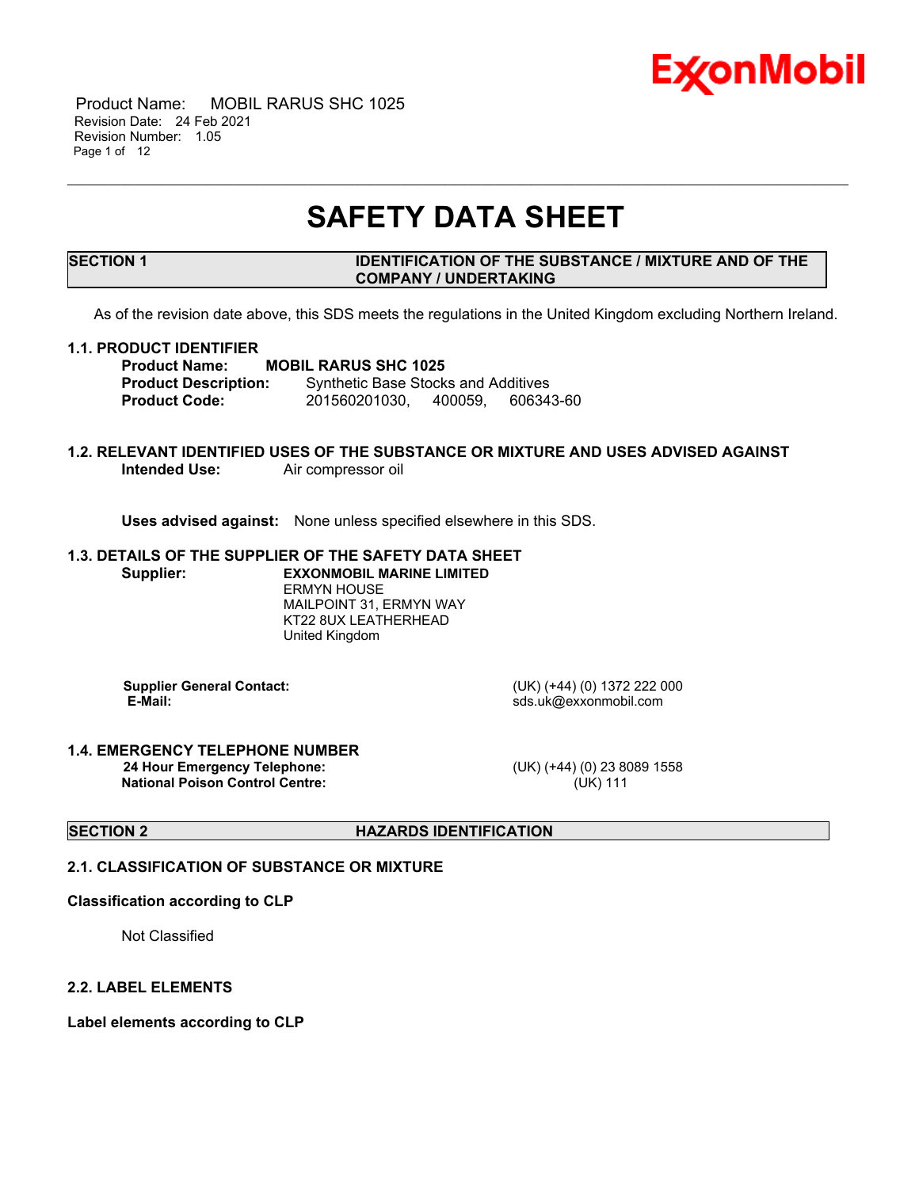Product Name: MOBIL RARUS SHC 1025
Revision Date: 24 Feb 2021
Revision Number: 1.05

# SAFETY DATA SHEET

## SECTION 1 IDENTIFICATION OF THE SUBSTANCE / MIXTURE AND OF THE COMPANY / UNDERTAKING

As of the revision date above, this SDS meets the regulations in the United Kingdom excluding Northern Ireland.

### 1.1. PRODUCT IDENTIFIER

**Product Name:** **MOBIL RARUS SHC 1025**
**Product Description:** Synthetic Base Stocks and Additives
**Product Code:** 201560201030, 400059, 606343-60

### 1.2. RELEVANT IDENTIFIED USES OF THE SUBSTANCE OR MIXTURE AND USES ADVISED AGAINST

**Intended Use:** Air compressor oil

**Uses advised against:** None unless specified elsewhere in this SDS.

### 1.3. DETAILS OF THE SUPPLIER OF THE SAFETY DATA SHEET

**Supplier:** **EXXONMOBIL MARINE LIMITED**
ERMYN HOUSE
MAILPOINT 31, ERMYN WAY
KT22 8UX LEATHERHEAD
United Kingdom

**Supplier General Contact:** (UK) (+44) (0) 1372 222 000
**E-Mail:** sds.uk@exxonmobil.com

### 1.4. EMERGENCY TELEPHONE NUMBER

**24 Hour Emergency Telephone:** (UK) (+44) (0) 23 8089 1558
**National Poison Control Centre:** (UK) 111

## SECTION 2 HAZARDS IDENTIFICATION

### 2.1. CLASSIFICATION OF SUBSTANCE OR MIXTURE

**Classification according to CLP**

Not Classified

### 2.2. LABEL ELEMENTS

**Label elements according to CLP**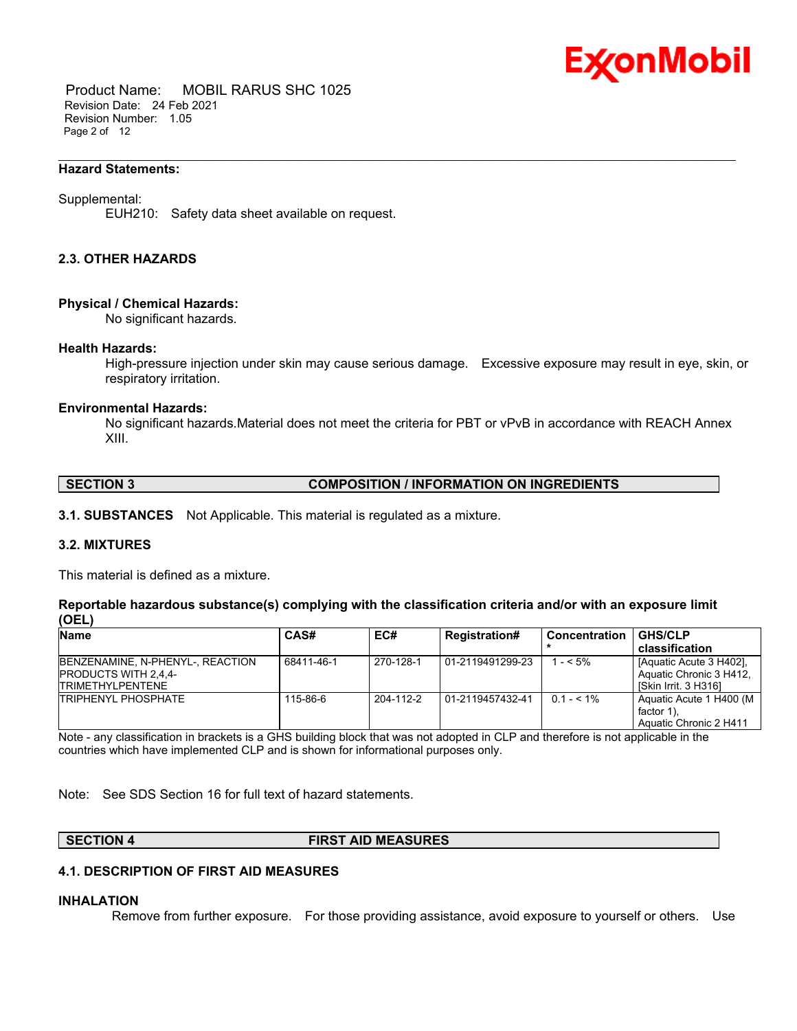**Hazard Statements:**

Supplemental:
EUH210: Safety data sheet available on request.

### 2.3. OTHER HAZARDS

**Physical / Chemical Hazards:**
No significant hazards.

**Health Hazards:**
High-pressure injection under skin may cause serious damage. Excessive exposure may result in eye, skin, or respiratory irritation.

**Environmental Hazards:**
No significant hazards.Material does not meet the criteria for PBT or vPvB in accordance with REACH Annex XIII.

## SECTION 3 COMPOSITION / INFORMATION ON INGREDIENTS

**3.1. SUBSTANCES** Not Applicable. This material is regulated as a mixture.

### 3.2. MIXTURES

This material is defined as a mixture.

**Reportable hazardous substance(s) complying with the classification criteria and/or with an exposure limit (OEL)**

| Name | CAS# | EC# | Registration# | Concentration * | GHS/CLP classification |
|---|---|---|---|---|---|
| BENZENAMINE, N-PHENYL-, REACTION PRODUCTS WITH 2,4,4-TRIMETHYLPENTENE | 68411-46-1 | 270-128-1 | 01-2119491299-23 | 1 - < 5% | [Aquatic Acute 3 H402], Aquatic Chronic 3 H412, [Skin Irrit. 3 H316] |
| TRIPHENYL PHOSPHATE | 115-86-6 | 204-112-2 | 01-2119457432-41 | 0.1 - < 1% | Aquatic Acute 1 H400 (M factor 1), Aquatic Chronic 2 H411 |

Note - any classification in brackets is a GHS building block that was not adopted in CLP and therefore is not applicable in the countries which have implemented CLP and is shown for informational purposes only.

Note: See SDS Section 16 for full text of hazard statements.

## SECTION 4 FIRST AID MEASURES

### 4.1. DESCRIPTION OF FIRST AID MEASURES

**INHALATION**

Remove from further exposure. For those providing assistance, avoid exposure to yourself or others. Use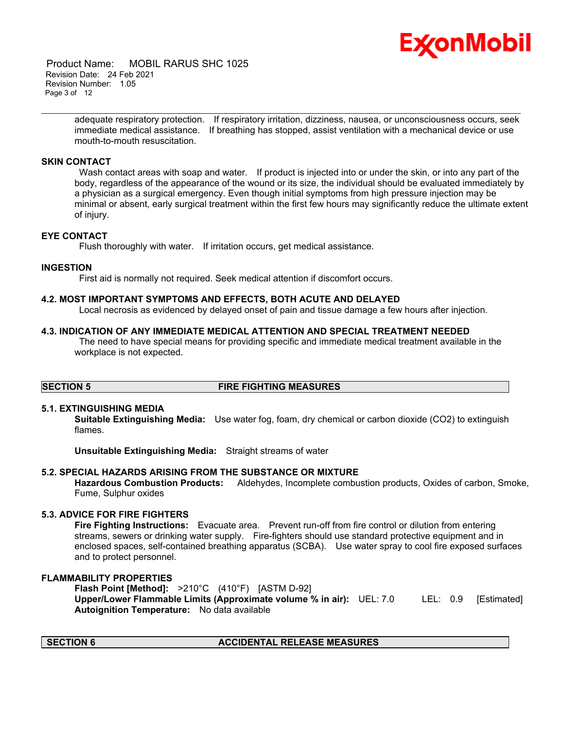adequate respiratory protection. If respiratory irritation, dizziness, nausea, or unconsciousness occurs, seek immediate medical assistance. If breathing has stopped, assist ventilation with a mechanical device or use mouth-to-mouth resuscitation.

### SKIN CONTACT

Wash contact areas with soap and water. If product is injected into or under the skin, or into any part of the body, regardless of the appearance of the wound or its size, the individual should be evaluated immediately by a physician as a surgical emergency. Even though initial symptoms from high pressure injection may be minimal or absent, early surgical treatment within the first few hours may significantly reduce the ultimate extent of injury.

### EYE CONTACT

Flush thoroughly with water. If irritation occurs, get medical assistance.

### INGESTION

First aid is normally not required. Seek medical attention if discomfort occurs.

### 4.2. MOST IMPORTANT SYMPTOMS AND EFFECTS, BOTH ACUTE AND DELAYED

Local necrosis as evidenced by delayed onset of pain and tissue damage a few hours after injection.

### 4.3. INDICATION OF ANY IMMEDIATE MEDICAL ATTENTION AND SPECIAL TREATMENT NEEDED

The need to have special means for providing specific and immediate medical treatment available in the workplace is not expected.

## SECTION 5 FIRE FIGHTING MEASURES

### 5.1. EXTINGUISHING MEDIA

**Suitable Extinguishing Media:** Use water fog, foam, dry chemical or carbon dioxide ($CO_2$) to extinguish flames.

**Unsuitable Extinguishing Media:** Straight streams of water

### 5.2. SPECIAL HAZARDS ARISING FROM THE SUBSTANCE OR MIXTURE

**Hazardous Combustion Products:** Aldehydes, Incomplete combustion products, Oxides of carbon, Smoke, Fume, Sulphur oxides

### 5.3. ADVICE FOR FIRE FIGHTERS

**Fire Fighting Instructions:** Evacuate area. Prevent run-off from fire control or dilution from entering streams, sewers or drinking water supply. Fire-fighters should use standard protective equipment and in enclosed spaces, self-contained breathing apparatus (SCBA). Use water spray to cool fire exposed surfaces and to protect personnel.

### FLAMMABILITY PROPERTIES

**Flash Point [Method]:** >210°C (410°F) [ASTM D-92]
**Upper/Lower Flammable Limits (Approximate volume % in air):** UEL: 7.0 LEL: 0.9 [Estimated]
**Autoignition Temperature:** No data available

## SECTION 6 ACCIDENTAL RELEASE MEASURES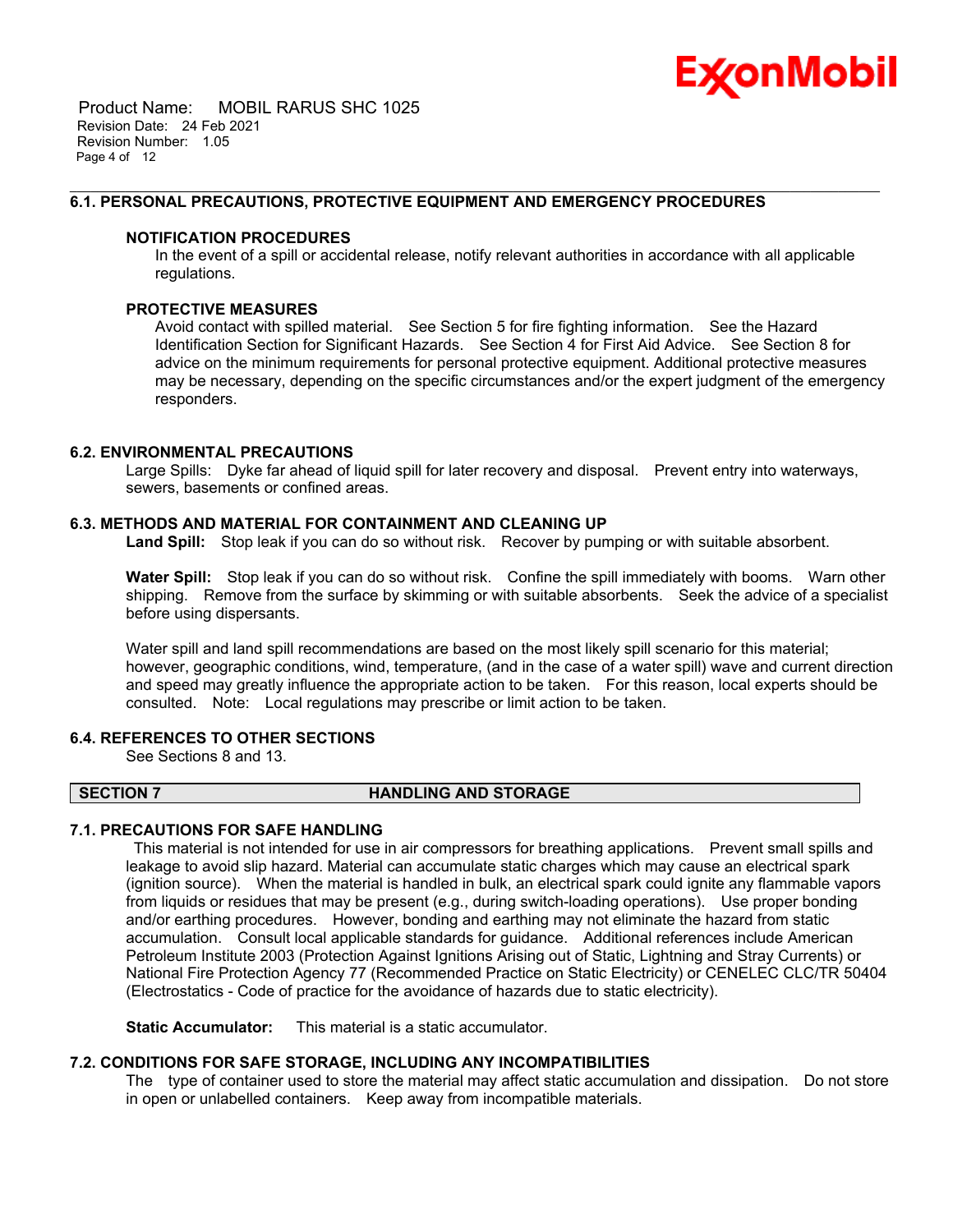### 6.1. PERSONAL PRECAUTIONS, PROTECTIVE EQUIPMENT AND EMERGENCY PROCEDURES

**NOTIFICATION PROCEDURES**

In the event of a spill or accidental release, notify relevant authorities in accordance with all applicable regulations.

**PROTECTIVE MEASURES**

Avoid contact with spilled material. See Section 5 for fire fighting information. See the Hazard Identification Section for Significant Hazards. See Section 4 for First Aid Advice. See Section 8 for advice on the minimum requirements for personal protective equipment. Additional protective measures may be necessary, depending on the specific circumstances and/or the expert judgment of the emergency responders.

### 6.2. ENVIRONMENTAL PRECAUTIONS

Large Spills: Dyke far ahead of liquid spill for later recovery and disposal. Prevent entry into waterways, sewers, basements or confined areas.

### 6.3. METHODS AND MATERIAL FOR CONTAINMENT AND CLEANING UP

**Land Spill:** Stop leak if you can do so without risk. Recover by pumping or with suitable absorbent.

**Water Spill:** Stop leak if you can do so without risk. Confine the spill immediately with booms. Warn other shipping. Remove from the surface by skimming or with suitable absorbents. Seek the advice of a specialist before using dispersants.

Water spill and land spill recommendations are based on the most likely spill scenario for this material; however, geographic conditions, wind, temperature, (and in the case of a water spill) wave and current direction and speed may greatly influence the appropriate action to be taken. For this reason, local experts should be consulted. Note: Local regulations may prescribe or limit action to be taken.

### 6.4. REFERENCES TO OTHER SECTIONS

See Sections 8 and 13.

## SECTION 7 HANDLING AND STORAGE

### 7.1. PRECAUTIONS FOR SAFE HANDLING

This material is not intended for use in air compressors for breathing applications. Prevent small spills and leakage to avoid slip hazard. Material can accumulate static charges which may cause an electrical spark (ignition source). When the material is handled in bulk, an electrical spark could ignite any flammable vapors from liquids or residues that may be present (e.g., during switch-loading operations). Use proper bonding and/or earthing procedures. However, bonding and earthing may not eliminate the hazard from static accumulation. Consult local applicable standards for guidance. Additional references include American Petroleum Institute 2003 (Protection Against Ignitions Arising out of Static, Lightning and Stray Currents) or National Fire Protection Agency 77 (Recommended Practice on Static Electricity) or CENELEC CLC/TR 50404 (Electrostatics - Code of practice for the avoidance of hazards due to static electricity).

**Static Accumulator:** This material is a static accumulator.

### 7.2. CONDITIONS FOR SAFE STORAGE, INCLUDING ANY INCOMPATIBILITIES

The type of container used to store the material may affect static accumulation and dissipation. Do not store in open or unlabelled containers. Keep away from incompatible materials.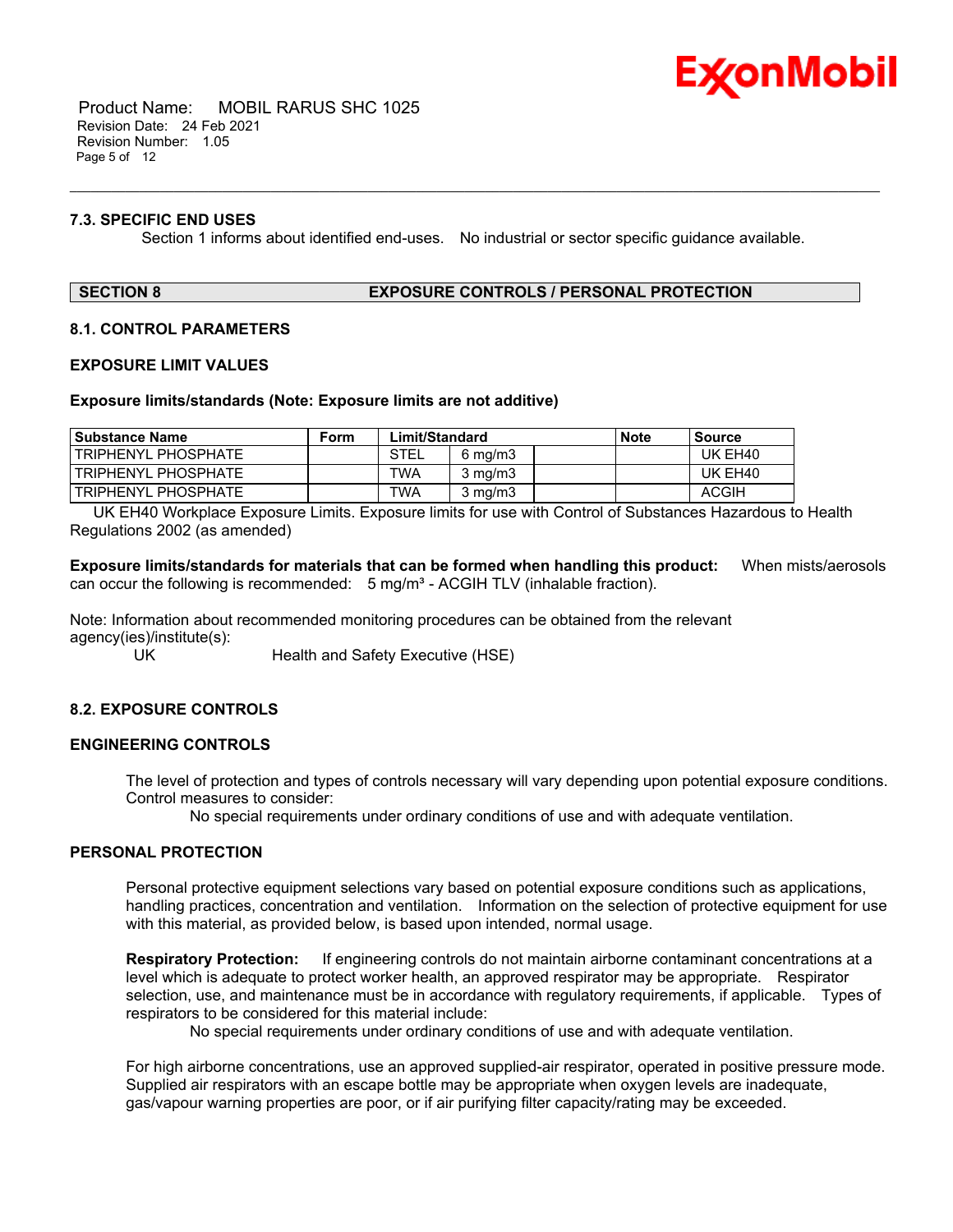### 7.3. SPECIFIC END USES

Section 1 informs about identified end-uses. No industrial or sector specific guidance available.

## SECTION 8 EXPOSURE CONTROLS / PERSONAL PROTECTION

### 8.1. CONTROL PARAMETERS

#### EXPOSURE LIMIT VALUES

**Exposure limits/standards (Note: Exposure limits are not additive)**

| Substance Name | Form | Limit/Standard | | | Note | Source |
|---|---|---|---|---|---|---|
| TRIPHENYL PHOSPHATE | | STEL | 6 mg/m3 | | | UK EH40 |
| TRIPHENYL PHOSPHATE | | TWA | 3 mg/m3 | | | UK EH40 |
| TRIPHENYL PHOSPHATE | | TWA | 3 mg/m3 | | | ACGIH |

UK EH40 Workplace Exposure Limits. Exposure limits for use with Control of Substances Hazardous to Health Regulations 2002 (as amended)

**Exposure limits/standards for materials that can be formed when handling this product:** When mists/aerosols can occur the following is recommended: 5 mg/m³ - ACGIH TLV (inhalable fraction).

Note: Information about recommended monitoring procedures can be obtained from the relevant agency(ies)/institute(s):

UK Health and Safety Executive (HSE)

### 8.2. EXPOSURE CONTROLS

#### ENGINEERING CONTROLS

The level of protection and types of controls necessary will vary depending upon potential exposure conditions. Control measures to consider:

No special requirements under ordinary conditions of use and with adequate ventilation.

#### PERSONAL PROTECTION

Personal protective equipment selections vary based on potential exposure conditions such as applications, handling practices, concentration and ventilation. Information on the selection of protective equipment for use with this material, as provided below, is based upon intended, normal usage.

**Respiratory Protection:** If engineering controls do not maintain airborne contaminant concentrations at a level which is adequate to protect worker health, an approved respirator may be appropriate. Respirator selection, use, and maintenance must be in accordance with regulatory requirements, if applicable. Types of respirators to be considered for this material include:

No special requirements under ordinary conditions of use and with adequate ventilation.

For high airborne concentrations, use an approved supplied-air respirator, operated in positive pressure mode. Supplied air respirators with an escape bottle may be appropriate when oxygen levels are inadequate, gas/vapour warning properties are poor, or if air purifying filter capacity/rating may be exceeded.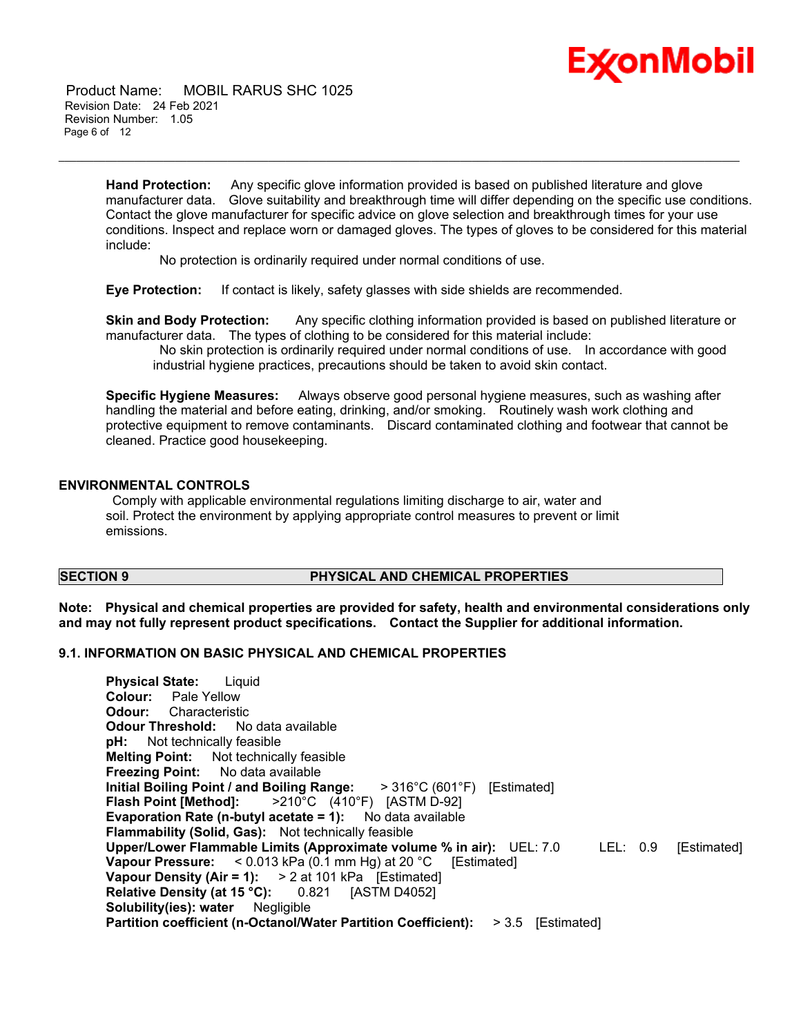**Hand Protection:** Any specific glove information provided is based on published literature and glove manufacturer data. Glove suitability and breakthrough time will differ depending on the specific use conditions. Contact the glove manufacturer for specific advice on glove selection and breakthrough times for your use conditions. Inspect and replace worn or damaged gloves. The types of gloves to be considered for this material include:

No protection is ordinarily required under normal conditions of use.

**Eye Protection:** If contact is likely, safety glasses with side shields are recommended.

**Skin and Body Protection:** Any specific clothing information provided is based on published literature or manufacturer data. The types of clothing to be considered for this material include:

No skin protection is ordinarily required under normal conditions of use. In accordance with good industrial hygiene practices, precautions should be taken to avoid skin contact.

**Specific Hygiene Measures:** Always observe good personal hygiene measures, such as washing after handling the material and before eating, drinking, and/or smoking. Routinely wash work clothing and protective equipment to remove contaminants. Discard contaminated clothing and footwear that cannot be cleaned. Practice good housekeeping.

### ENVIRONMENTAL CONTROLS

Comply with applicable environmental regulations limiting discharge to air, water and soil. Protect the environment by applying appropriate control measures to prevent or limit emissions.

## SECTION 9 PHYSICAL AND CHEMICAL PROPERTIES

**Note: Physical and chemical properties are provided for safety, health and environmental considerations only and may not fully represent product specifications. Contact the Supplier for additional information.**

### 9.1. INFORMATION ON BASIC PHYSICAL AND CHEMICAL PROPERTIES

**Physical State:** Liquid
**Colour:** Pale Yellow
**Odour:** Characteristic
**Odour Threshold:** No data available
**pH:** Not technically feasible
**Melting Point:** Not technically feasible
**Freezing Point:** No data available
**Initial Boiling Point / and Boiling Range:** > 316°C (601°F) [Estimated]
**Flash Point [Method]:** >210°C (410°F) [ASTM D-92]
**Evaporation Rate (n-butyl acetate = 1):** No data available
**Flammability (Solid, Gas):** Not technically feasible
**Upper/Lower Flammable Limits (Approximate volume % in air):** UEL: 7.0 LEL: 0.9 [Estimated]
**Vapour Pressure:** < 0.013 kPa (0.1 mm Hg) at 20 °C [Estimated]
**Vapour Density (Air = 1):** > 2 at 101 kPa [Estimated]
**Relative Density (at 15 °C):** 0.821 [ASTM D4052]
**Solubility(ies): water** Negligible
**Partition coefficient (n-Octanol/Water Partition Coefficient):** > 3.5 [Estimated]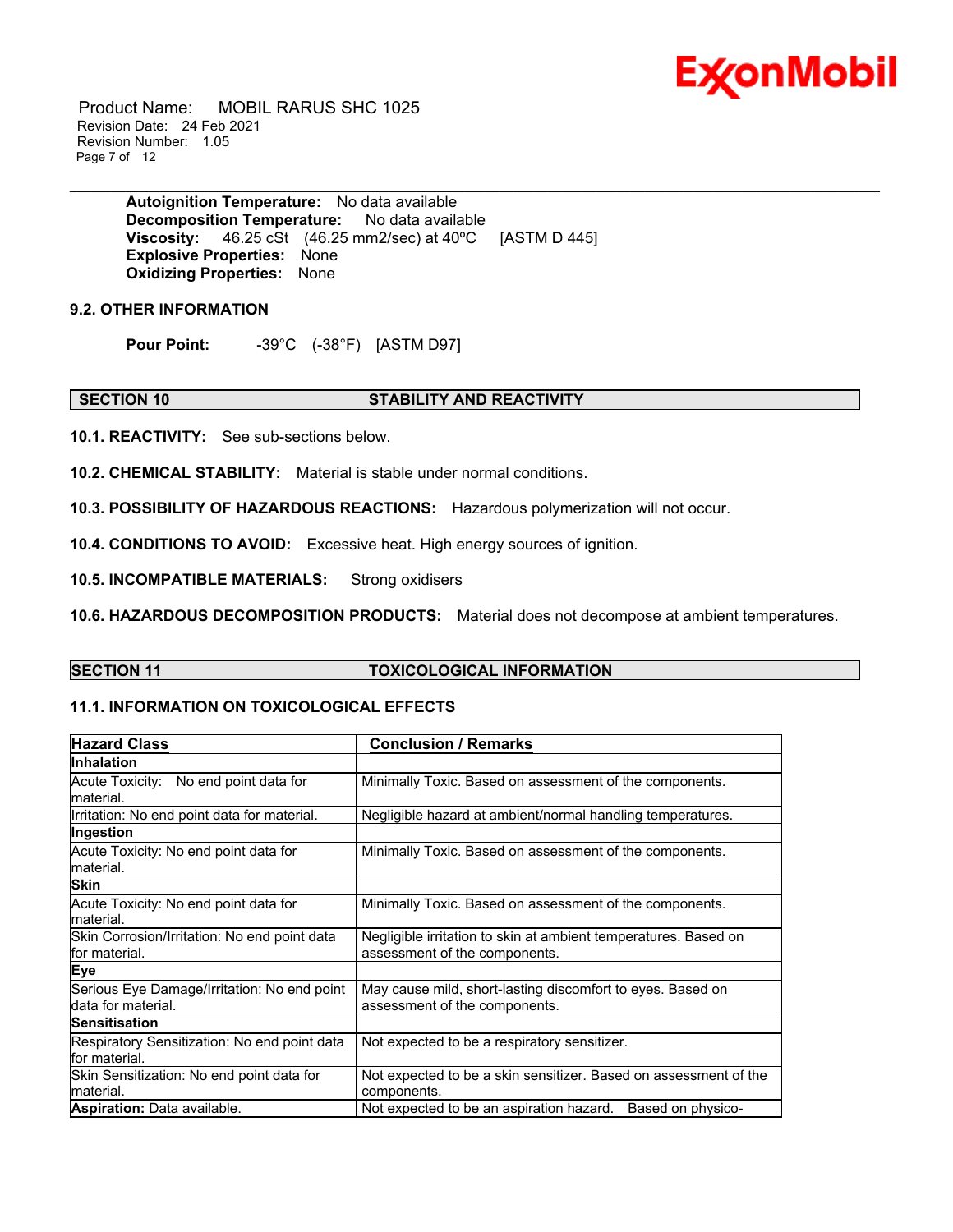**Autoignition Temperature:** No data available
**Decomposition Temperature:** No data available
**Viscosity:** 46.25 cSt (46.25 mm2/sec) at 40ºC [ASTM D 445]
**Explosive Properties:** None
**Oxidizing Properties:** None

### 9.2. OTHER INFORMATION

**Pour Point:** -39°C (-38°F) [ASTM D97]

## SECTION 10 STABILITY AND REACTIVITY

**10.1. REACTIVITY:** See sub-sections below.

**10.2. CHEMICAL STABILITY:** Material is stable under normal conditions.

**10.3. POSSIBILITY OF HAZARDOUS REACTIONS:** Hazardous polymerization will not occur.

**10.4. CONDITIONS TO AVOID:** Excessive heat. High energy sources of ignition.

**10.5. INCOMPATIBLE MATERIALS:** Strong oxidisers

**10.6. HAZARDOUS DECOMPOSITION PRODUCTS:** Material does not decompose at ambient temperatures.

## SECTION 11 TOXICOLOGICAL INFORMATION

### 11.1. INFORMATION ON TOXICOLOGICAL EFFECTS

| Hazard Class | Conclusion / Remarks |
| --- | --- |
| **Inhalation** | |
| Acute Toxicity: No end point data for material. | Minimally Toxic. Based on assessment of the components. |
| Irritation: No end point data for material. | Negligible hazard at ambient/normal handling temperatures. |
| **Ingestion** | |
| Acute Toxicity: No end point data for material. | Minimally Toxic. Based on assessment of the components. |
| **Skin** | |
| Acute Toxicity: No end point data for material. | Minimally Toxic. Based on assessment of the components. |
| Skin Corrosion/Irritation: No end point data for material. | Negligible irritation to skin at ambient temperatures. Based on assessment of the components. |
| **Eye** | |
| Serious Eye Damage/Irritation: No end point data for material. | May cause mild, short-lasting discomfort to eyes. Based on assessment of the components. |
| **Sensitisation** | |
| Respiratory Sensitization: No end point data for material. | Not expected to be a respiratory sensitizer. |
| Skin Sensitization: No end point data for material. | Not expected to be a skin sensitizer. Based on assessment of the components. |
| **Aspiration:** Data available. | Not expected to be an aspiration hazard. Based on physico- |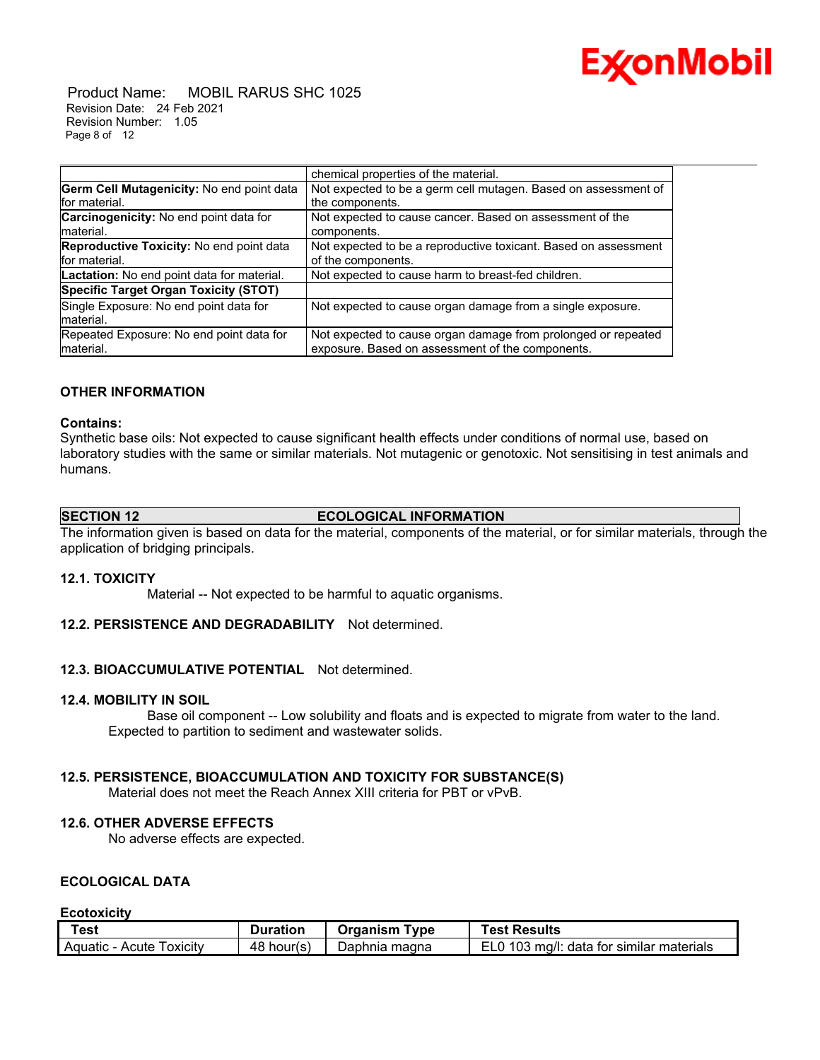| | |
|---|---|
| | chemical properties of the material. |
| **Germ Cell Mutagenicity:** No end point data for material. | Not expected to be a germ cell mutagen. Based on assessment of the components. |
| **Carcinogenicity:** No end point data for material. | Not expected to cause cancer. Based on assessment of the components. |
| **Reproductive Toxicity:** No end point data for material. | Not expected to be a reproductive toxicant. Based on assessment of the components. |
| **Lactation:** No end point data for material. | Not expected to cause harm to breast-fed children. |
| **Specific Target Organ Toxicity (STOT)** | |
| Single Exposure: No end point data for material. | Not expected to cause organ damage from a single exposure. |
| Repeated Exposure: No end point data for material. | Not expected to cause organ damage from prolonged or repeated exposure. Based on assessment of the components. |

### OTHER INFORMATION

**Contains:**

Synthetic base oils: Not expected to cause significant health effects under conditions of normal use, based on laboratory studies with the same or similar materials. Not mutagenic or genotoxic. Not sensitising in test animals and humans.

## SECTION 12 ECOLOGICAL INFORMATION

The information given is based on data for the material, components of the material, or for similar materials, through the application of bridging principals.

### 12.1. TOXICITY

Material -- Not expected to be harmful to aquatic organisms.

### 12.2. PERSISTENCE AND DEGRADABILITY

Not determined.

### 12.3. BIOACCUMULATIVE POTENTIAL

Not determined.

### 12.4. MOBILITY IN SOIL

Base oil component -- Low solubility and floats and is expected to migrate from water to the land. Expected to partition to sediment and wastewater solids.

### 12.5. PERSISTENCE, BIOACCUMULATION AND TOXICITY FOR SUBSTANCE(S)

Material does not meet the Reach Annex XIII criteria for PBT or vPvB.

### 12.6. OTHER ADVERSE EFFECTS

No adverse effects are expected.

### ECOLOGICAL DATA

**Ecotoxicity**

| Test | Duration | Organism Type | Test Results |
|---|---|---|---|
| Aquatic - Acute Toxicity | 48 hour(s) | Daphnia magna | EL0 103 mg/l: data for similar materials |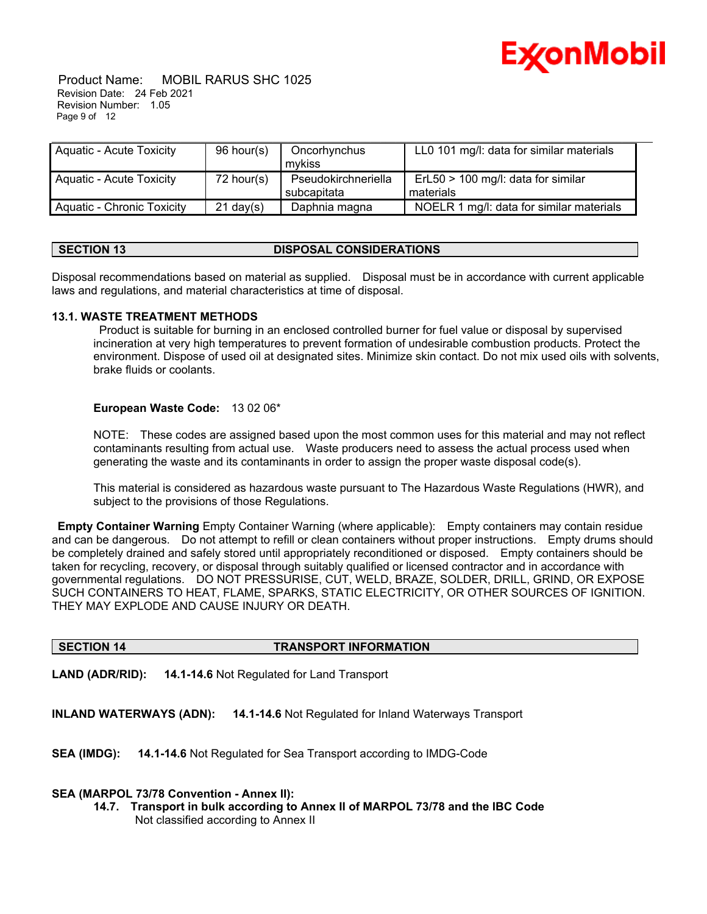| Aquatic - Acute Toxicity | 96 hour(s) | Oncorhynchus mykiss | LL0 101 mg/l: data for similar materials |
|---|---|---|---|
| Aquatic - Acute Toxicity | 72 hour(s) | Pseudokirchneriella subcapitata | ErL50 > 100 mg/l: data for similar materials |
| Aquatic - Chronic Toxicity | 21 day(s) | Daphnia magna | NOELR 1 mg/l: data for similar materials |

## SECTION 13 DISPOSAL CONSIDERATIONS

Disposal recommendations based on material as supplied. Disposal must be in accordance with current applicable laws and regulations, and material characteristics at time of disposal.

### 13.1. WASTE TREATMENT METHODS

Product is suitable for burning in an enclosed controlled burner for fuel value or disposal by supervised incineration at very high temperatures to prevent formation of undesirable combustion products. Protect the environment. Dispose of used oil at designated sites. Minimize skin contact. Do not mix used oils with solvents, brake fluids or coolants.

**European Waste Code:** 13 02 06*

NOTE: These codes are assigned based upon the most common uses for this material and may not reflect contaminants resulting from actual use. Waste producers need to assess the actual process used when generating the waste and its contaminants in order to assign the proper waste disposal code(s).

This material is considered as hazardous waste pursuant to The Hazardous Waste Regulations (HWR), and subject to the provisions of those Regulations.

**Empty Container Warning** Empty Container Warning (where applicable): Empty containers may contain residue and can be dangerous. Do not attempt to refill or clean containers without proper instructions. Empty drums should be completely drained and safely stored until appropriately reconditioned or disposed. Empty containers should be taken for recycling, recovery, or disposal through suitably qualified or licensed contractor and in accordance with governmental regulations. DO NOT PRESSURISE, CUT, WELD, BRAZE, SOLDER, DRILL, GRIND, OR EXPOSE SUCH CONTAINERS TO HEAT, FLAME, SPARKS, STATIC ELECTRICITY, OR OTHER SOURCES OF IGNITION. THEY MAY EXPLODE AND CAUSE INJURY OR DEATH.

## SECTION 14 TRANSPORT INFORMATION

**LAND (ADR/RID):** **14.1-14.6** Not Regulated for Land Transport

**INLAND WATERWAYS (ADN):** **14.1-14.6** Not Regulated for Inland Waterways Transport

**SEA (IMDG):** **14.1-14.6** Not Regulated for Sea Transport according to IMDG-Code

**SEA (MARPOL 73/78 Convention - Annex II):**

**14.7. Transport in bulk according to Annex II of MARPOL 73/78 and the IBC Code**

Not classified according to Annex II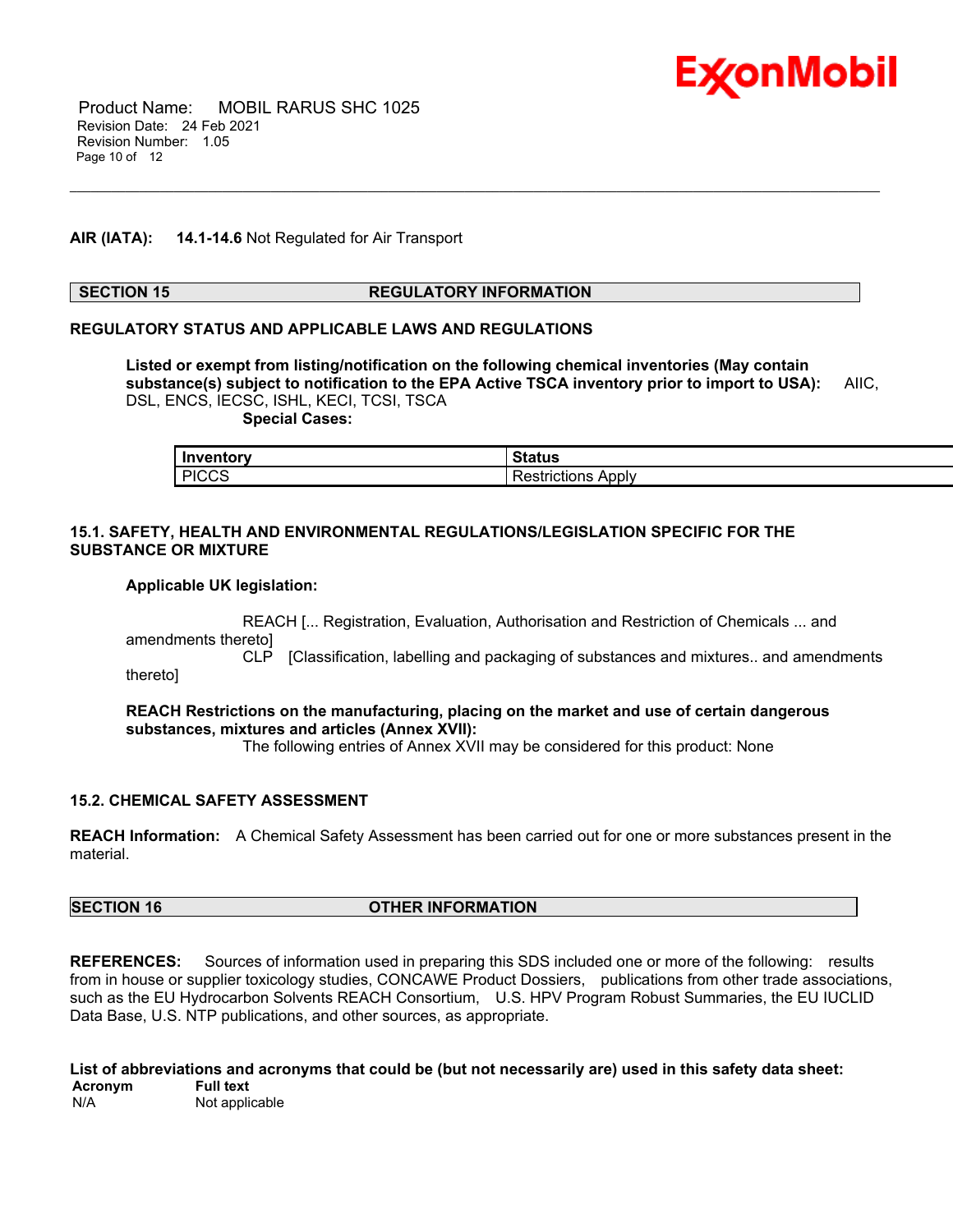**AIR (IATA):** **14.1-14.6** Not Regulated for Air Transport

## SECTION 15 REGULATORY INFORMATION

**REGULATORY STATUS AND APPLICABLE LAWS AND REGULATIONS**

**Listed or exempt from listing/notification on the following chemical inventories (May contain substance(s) subject to notification to the EPA Active TSCA inventory prior to import to USA):** AIIC, DSL, ENCS, IECSC, ISHL, KECI, TCSI, TSCA

**Special Cases:**

| Inventory | Status |
|---|---|
| PICCS | Restrictions Apply |

**15.1. SAFETY, HEALTH AND ENVIRONMENTAL REGULATIONS/LEGISLATION SPECIFIC FOR THE SUBSTANCE OR MIXTURE**

**Applicable UK legislation:**

REACH [... Registration, Evaluation, Authorisation and Restriction of Chemicals ... and amendments thereto]
CLP [Classification, labelling and packaging of substances and mixtures.. and amendments thereto]

**REACH Restrictions on the manufacturing, placing on the market and use of certain dangerous substances, mixtures and articles (Annex XVII):**
The following entries of Annex XVII may be considered for this product: None

**15.2. CHEMICAL SAFETY ASSESSMENT**

**REACH Information:** A Chemical Safety Assessment has been carried out for one or more substances present in the material.

## SECTION 16 OTHER INFORMATION

**REFERENCES:** Sources of information used in preparing this SDS included one or more of the following: results from in house or supplier toxicology studies, CONCAWE Product Dossiers, publications from other trade associations, such as the EU Hydrocarbon Solvents REACH Consortium, U.S. HPV Program Robust Summaries, the EU IUCLID Data Base, U.S. NTP publications, and other sources, as appropriate.

**List of abbreviations and acronyms that could be (but not necessarily are) used in this safety data sheet:**

| Acronym | Full text |
|---|---|
| N/A | Not applicable |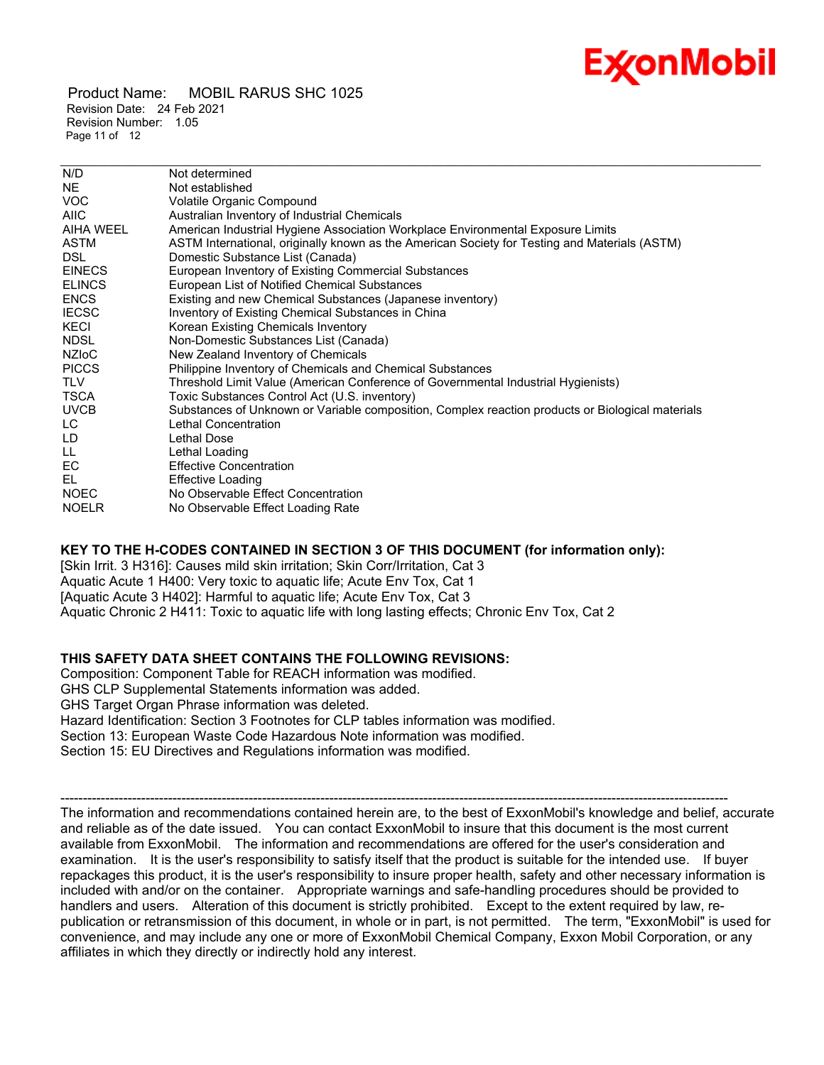| | |
|---|---|
| N/D | Not determined |
| NE | Not established |
| VOC | Volatile Organic Compound |
| AIIC | Australian Inventory of Industrial Chemicals |
| AIHA WEEL | American Industrial Hygiene Association Workplace Environmental Exposure Limits |
| ASTM | ASTM International, originally known as the American Society for Testing and Materials (ASTM) |
| DSL | Domestic Substance List (Canada) |
| EINECS | European Inventory of Existing Commercial Substances |
| ELINCS | European List of Notified Chemical Substances |
| ENCS | Existing and new Chemical Substances (Japanese inventory) |
| IECSC | Inventory of Existing Chemical Substances in China |
| KECI | Korean Existing Chemicals Inventory |
| NDSL | Non-Domestic Substances List (Canada) |
| NZIoC | New Zealand Inventory of Chemicals |
| PICCS | Philippine Inventory of Chemicals and Chemical Substances |
| TLV | Threshold Limit Value (American Conference of Governmental Industrial Hygienists) |
| TSCA | Toxic Substances Control Act (U.S. inventory) |
| UVCB | Substances of Unknown or Variable composition, Complex reaction products or Biological materials |
| LC | Lethal Concentration |
| LD | Lethal Dose |
| LL | Lethal Loading |
| EC | Effective Concentration |
| EL | Effective Loading |
| NOEC | No Observable Effect Concentration |
| NOELR | No Observable Effect Loading Rate |

**KEY TO THE H-CODES CONTAINED IN SECTION 3 OF THIS DOCUMENT (for information only):**

[Skin Irrit. 3 H316]: Causes mild skin irritation; Skin Corr/Irritation, Cat 3
Aquatic Acute 1 H400: Very toxic to aquatic life; Acute Env Tox, Cat 1
[Aquatic Acute 3 H402]: Harmful to aquatic life; Acute Env Tox, Cat 3
Aquatic Chronic 2 H411: Toxic to aquatic life with long lasting effects; Chronic Env Tox, Cat 2

**THIS SAFETY DATA SHEET CONTAINS THE FOLLOWING REVISIONS:**

Composition: Component Table for REACH information was modified.
GHS CLP Supplemental Statements information was added.
GHS Target Organ Phrase information was deleted.
Hazard Identification: Section 3 Footnotes for CLP tables information was modified.
Section 13: European Waste Code Hazardous Note information was modified.
Section 15: EU Directives and Regulations information was modified.

-----------------------------------------------------------------------------------------------------------------------------------------------

The information and recommendations contained herein are, to the best of ExxonMobil's knowledge and belief, accurate and reliable as of the date issued. You can contact ExxonMobil to insure that this document is the most current available from ExxonMobil. The information and recommendations are offered for the user's consideration and examination. It is the user's responsibility to satisfy itself that the product is suitable for the intended use. If buyer repackages this product, it is the user's responsibility to insure proper health, safety and other necessary information is included with and/or on the container. Appropriate warnings and safe-handling procedures should be provided to handlers and users. Alteration of this document is strictly prohibited. Except to the extent required by law, re-publication or retransmission of this document, in whole or in part, is not permitted. The term, "ExxonMobil" is used for convenience, and may include any one or more of ExxonMobil Chemical Company, Exxon Mobil Corporation, or any affiliates in which they directly or indirectly hold any interest.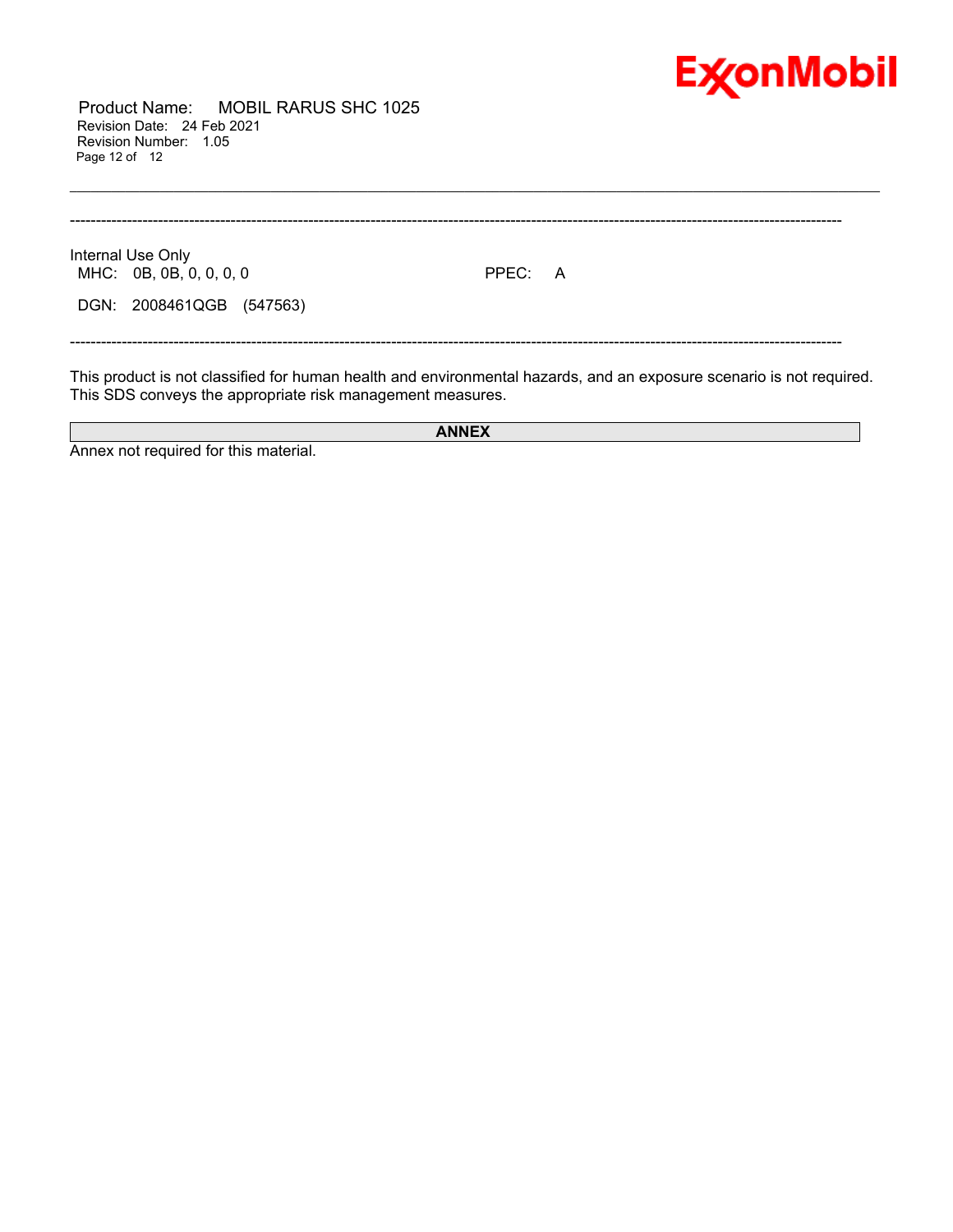---

Internal Use Only
MHC: 0B, 0B, 0, 0, 0, 0 PPEC: A

DGN: 2008461QGB (547563)

---

This product is not classified for human health and environmental hazards, and an exposure scenario is not required. This SDS conveys the appropriate risk management measures.

## ANNEX

Annex not required for this material.